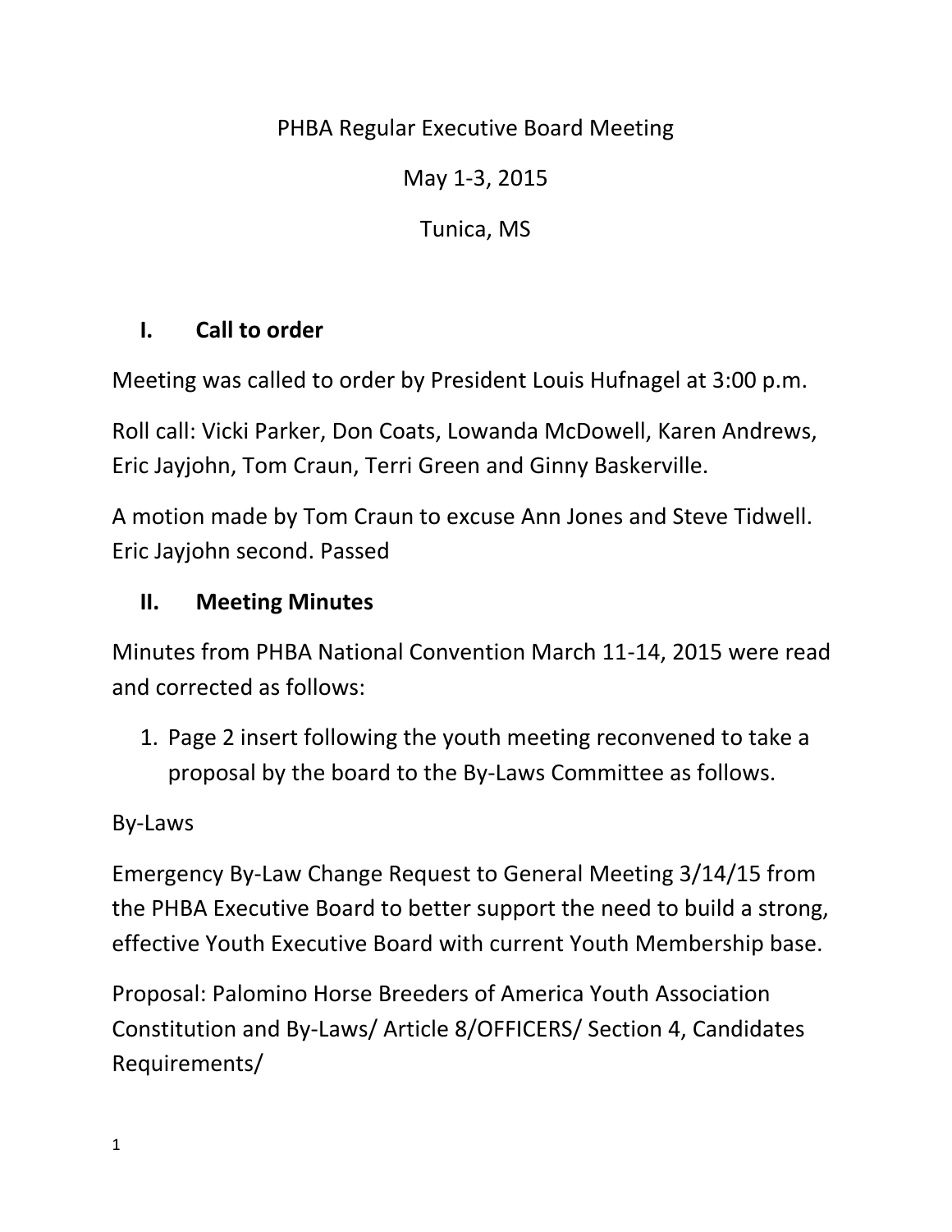# PHBA Regular Executive Board Meeting

May 1-3, 2015

Tunica, MS

## I. Call to order

Meeting was called to order by President Louis Hufnagel at 3:00 p.m.

Roll call: Vicki Parker, Don Coats, Lowanda McDowell, Karen Andrews, Eric Jayjohn, Tom Craun, Terri Green and Ginny Baskerville.

A motion made by Tom Craun to excuse Ann Jones and Steve Tidwell. Eric Jayjohn second. Passed

## II. Meeting Minutes

Minutes from PHBA National Convention March 11-14, 2015 were read and corrected as follows:

1. Page 2 insert following the youth meeting reconvened to take a proposal by the board to the By-Laws Committee as follows.

By-Laws

Emergency By-Law Change Request to General Meeting 3/14/15 from the PHBA Executive Board to better support the need to build a strong, effective Youth Executive Board with current Youth Membership base.

Proposal: Palomino Horse Breeders of America Youth Association Constitution and By-Laws/ Article 8/OFFICERS/ Section 4, Candidates Requirements/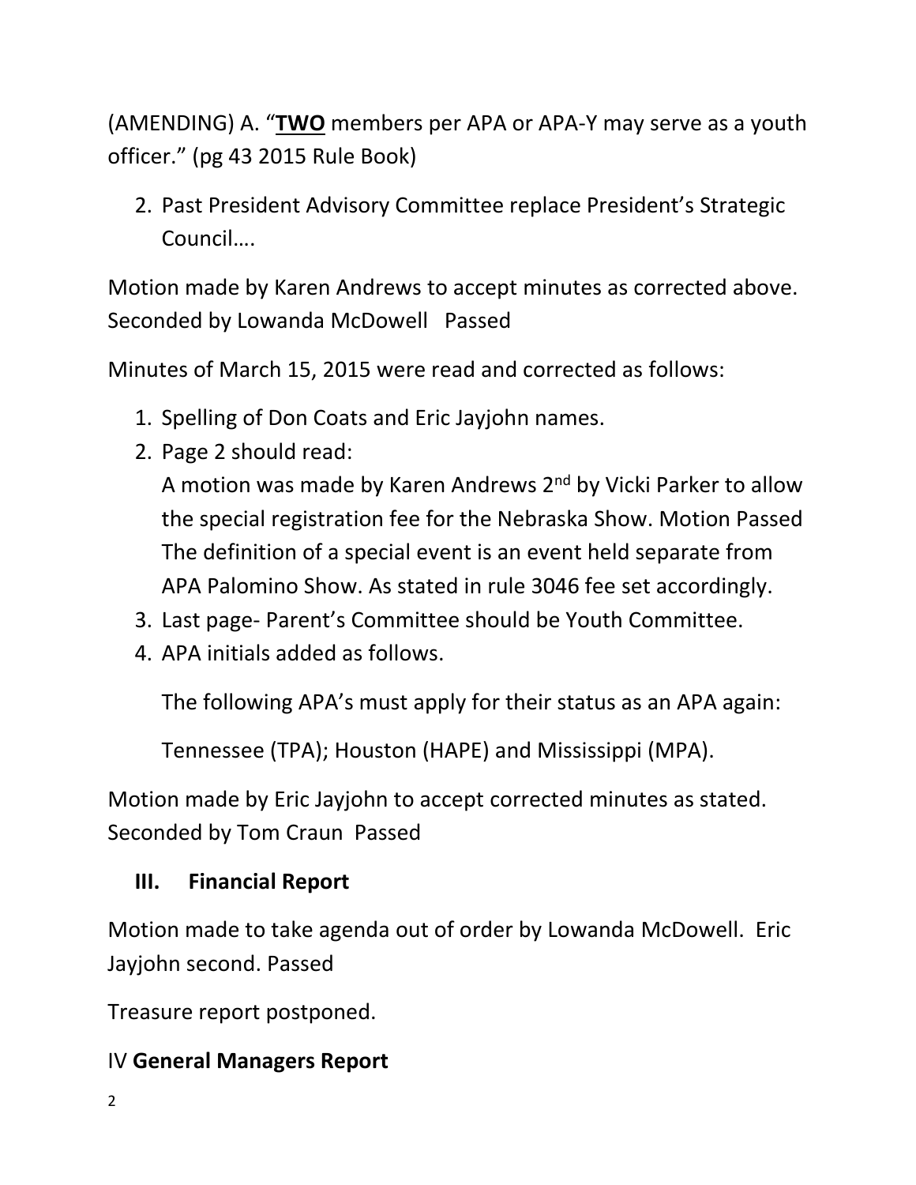(AMENDING) A. "**<u>TWO</u>** members per APA or APA-Y may serve as a youth officer." (pg 43 2015 Rule Book)

2. Past President Advisory Committee replace President's Strategic Council….

Motion made by Karen Andrews to accept minutes as corrected above. Seconded by Lowanda McDowell Passed

Minutes of March 15, 2015 were read and corrected as follows:

1. Spelling of Don Coats and Eric Jayjohn names.
2. Page 2 should read:
   A motion was made by Karen Andrews 2nd by Vicki Parker to allow the special registration fee for the Nebraska Show. Motion Passed The definition of a special event is an event held separate from APA Palomino Show. As stated in rule 3046 fee set accordingly.
3. Last page- Parent's Committee should be Youth Committee.
4. APA initials added as follows.

   The following APA's must apply for their status as an APA again:

   Tennessee (TPA); Houston (HAPE) and Mississippi (MPA).

Motion made by Eric Jayjohn to accept corrected minutes as stated. Seconded by Tom Craun Passed

## III. Financial Report

Motion made to take agenda out of order by Lowanda McDowell. Eric Jayjohn second. Passed

Treasure report postponed.

## IV General Managers Report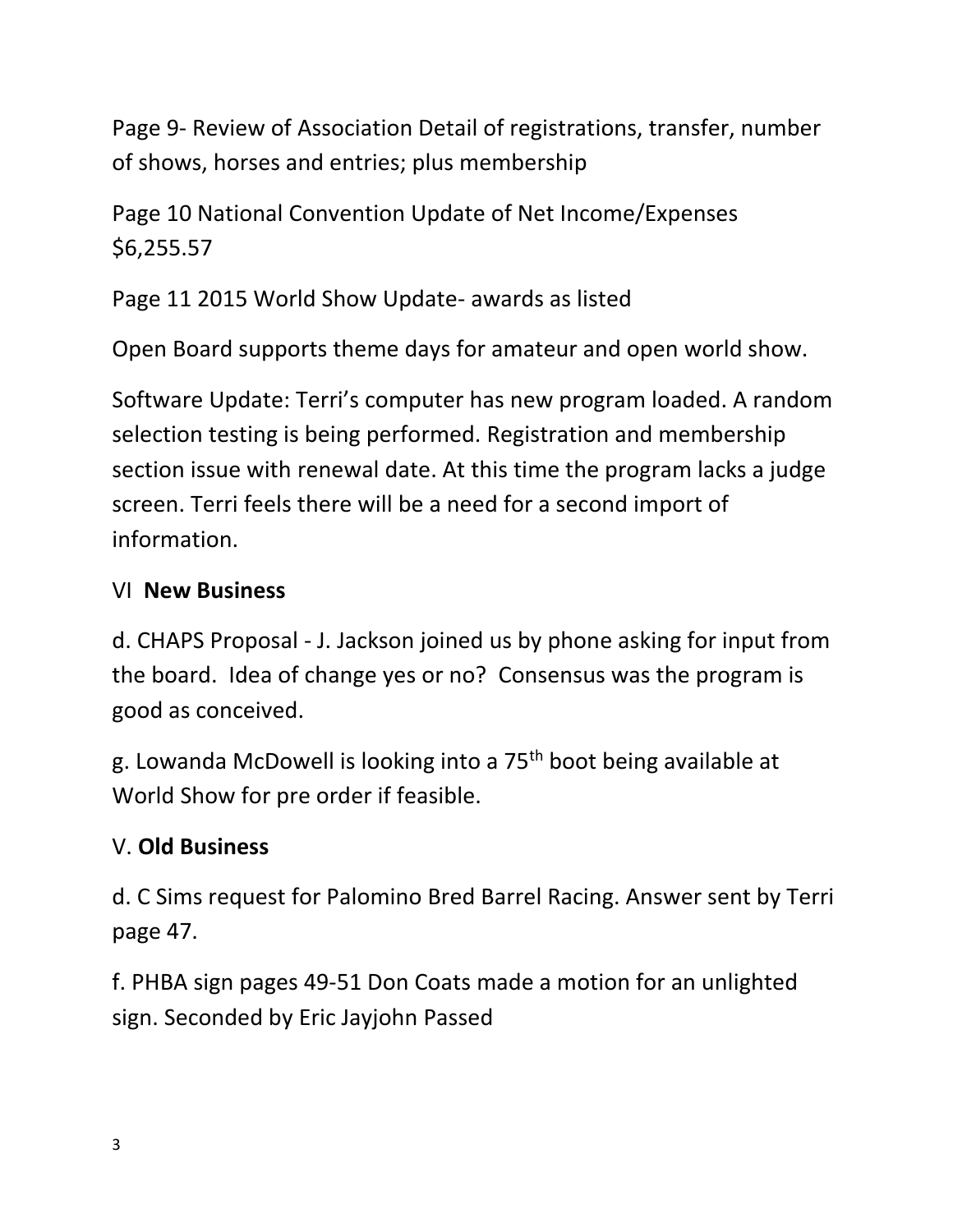Page 9- Review of Association Detail of registrations, transfer, number of shows, horses and entries; plus membership

Page 10 National Convention Update of Net Income/Expenses $6,255.57

Page 11 2015 World Show Update- awards as listed

Open Board supports theme days for amateur and open world show.

Software Update: Terri's computer has new program loaded. A random selection testing is being performed. Registration and membership section issue with renewal date. At this time the program lacks a judge screen. Terri feels there will be a need for a second import of information.

## VI **New Business**

d. CHAPS Proposal - J. Jackson joined us by phone asking for input from the board. Idea of change yes or no? Consensus was the program is good as conceived.

g. Lowanda McDowell is looking into a 75th boot being available at World Show for pre order if feasible.

## V. **Old Business**

d. C Sims request for Palomino Bred Barrel Racing. Answer sent by Terri page 47.

f. PHBA sign pages 49-51 Don Coats made a motion for an unlighted sign. Seconded by Eric Jayjohn Passed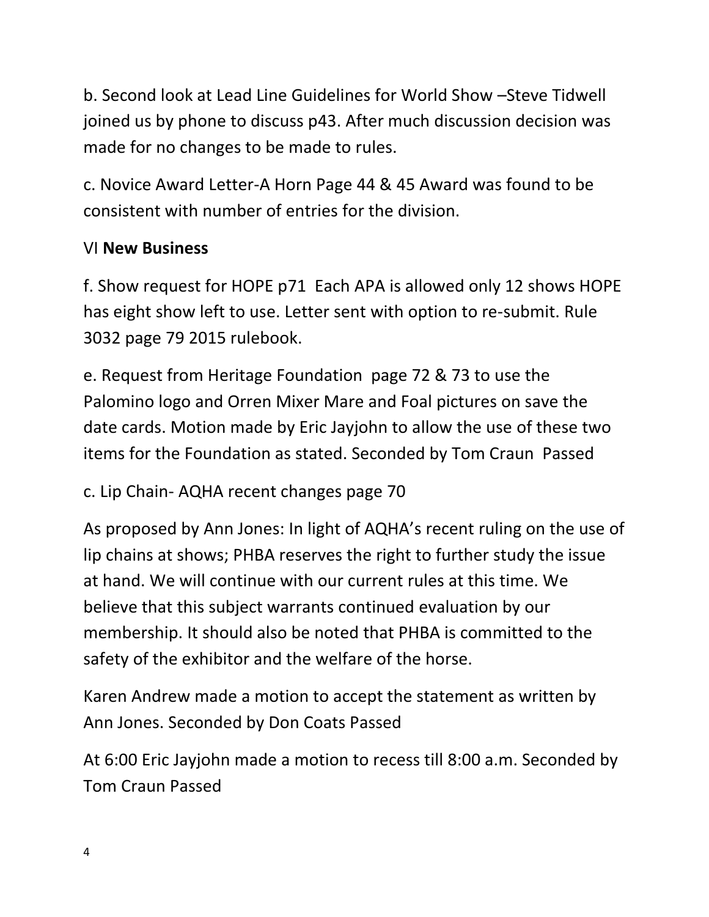b. Second look at Lead Line Guidelines for World Show –Steve Tidwell joined us by phone to discuss p43. After much discussion decision was made for no changes to be made to rules.

c. Novice Award Letter-A Horn Page 44 & 45 Award was found to be consistent with number of entries for the division.

VI **New Business**

f. Show request for HOPE p71 Each APA is allowed only 12 shows HOPE has eight show left to use. Letter sent with option to re-submit. Rule 3032 page 79 2015 rulebook.

e. Request from Heritage Foundation page 72 & 73 to use the Palomino logo and Orren Mixer Mare and Foal pictures on save the date cards. Motion made by Eric Jayjohn to allow the use of these two items for the Foundation as stated. Seconded by Tom Craun Passed

c. Lip Chain- AQHA recent changes page 70

As proposed by Ann Jones: In light of AQHA's recent ruling on the use of lip chains at shows; PHBA reserves the right to further study the issue at hand. We will continue with our current rules at this time. We believe that this subject warrants continued evaluation by our membership. It should also be noted that PHBA is committed to the safety of the exhibitor and the welfare of the horse.

Karen Andrew made a motion to accept the statement as written by Ann Jones. Seconded by Don Coats Passed

At 6:00 Eric Jayjohn made a motion to recess till 8:00 a.m. Seconded by Tom Craun Passed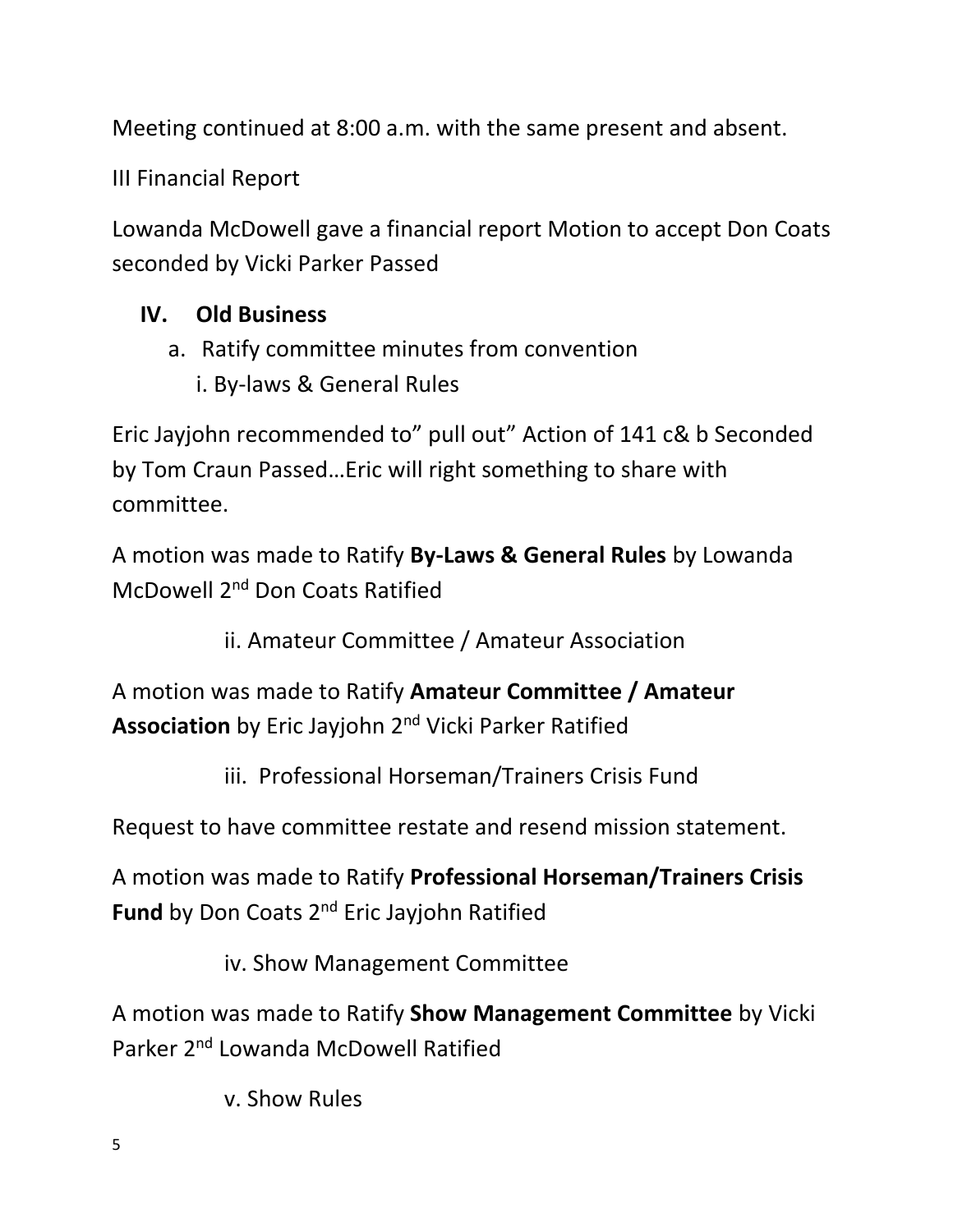Meeting continued at 8:00 a.m. with the same present and absent.

III Financial Report

Lowanda McDowell gave a financial report Motion to accept Don Coats seconded by Vicki Parker Passed

## IV. Old Business

a. Ratify committee minutes from convention

i. By-laws & General Rules

Eric Jayjohn recommended to" pull out" Action of 141 c& b Seconded by Tom Craun Passed…Eric will right something to share with committee.

A motion was made to Ratify **By-Laws & General Rules** by Lowanda McDowell 2nd Don Coats Ratified

ii. Amateur Committee / Amateur Association

A motion was made to Ratify **Amateur Committee / Amateur Association** by Eric Jayjohn 2nd Vicki Parker Ratified

iii. Professional Horseman/Trainers Crisis Fund

Request to have committee restate and resend mission statement.

A motion was made to Ratify **Professional Horseman/Trainers Crisis Fund** by Don Coats 2nd Eric Jayjohn Ratified

iv. Show Management Committee

A motion was made to Ratify **Show Management Committee** by Vicki Parker 2nd Lowanda McDowell Ratified

v. Show Rules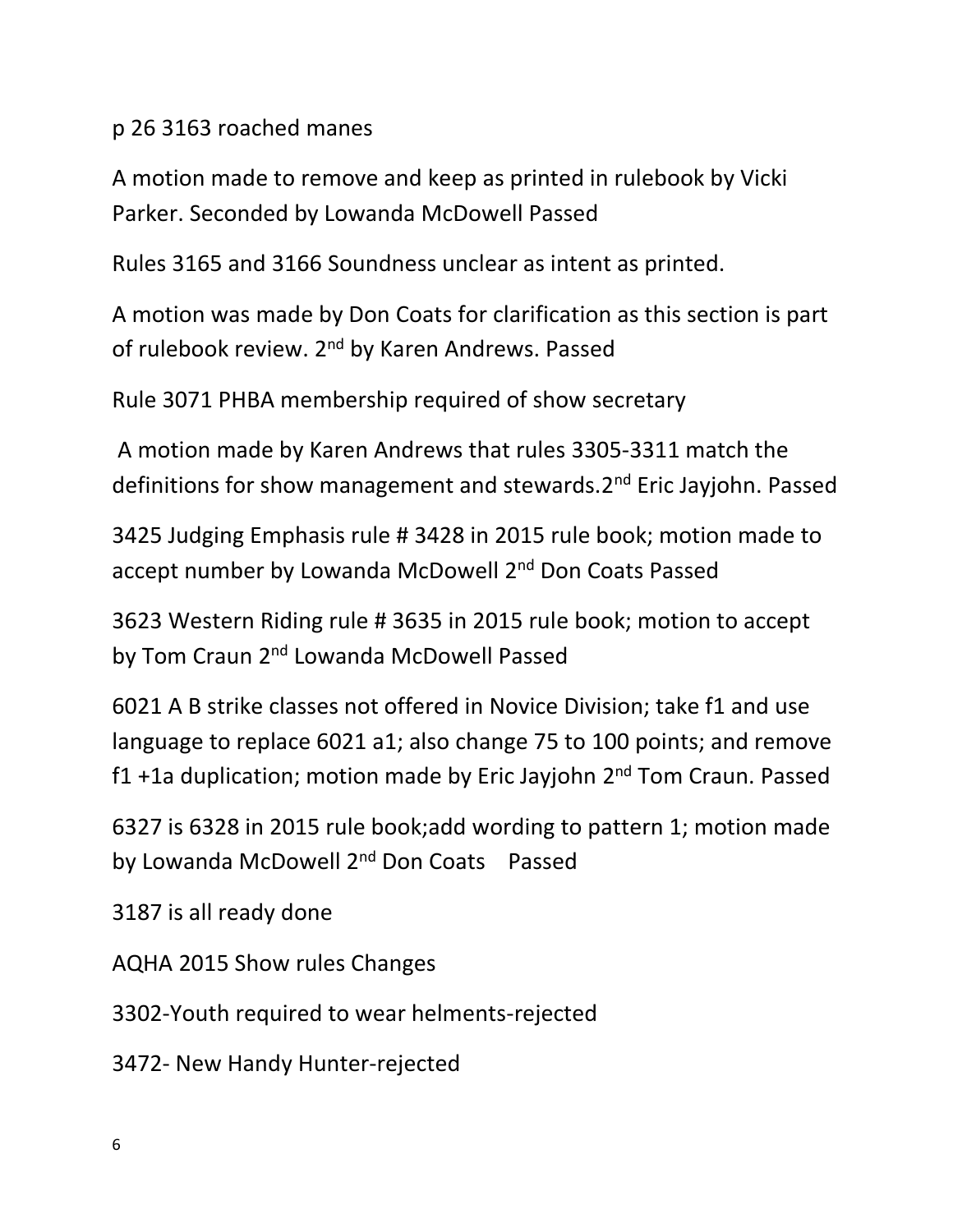p 26 3163 roached manes

A motion made to remove and keep as printed in rulebook by Vicki Parker. Seconded by Lowanda McDowell Passed

Rules 3165 and 3166 Soundness unclear as intent as printed.

A motion was made by Don Coats for clarification as this section is part of rulebook review. 2nd by Karen Andrews. Passed

Rule 3071 PHBA membership required of show secretary

A motion made by Karen Andrews that rules 3305-3311 match the definitions for show management and stewards.2nd Eric Jayjohn. Passed

3425 Judging Emphasis rule # 3428 in 2015 rule book; motion made to accept number by Lowanda McDowell 2nd Don Coats Passed

3623 Western Riding rule # 3635 in 2015 rule book; motion to accept by Tom Craun 2nd Lowanda McDowell Passed

6021 A B strike classes not offered in Novice Division; take f1 and use language to replace 6021 a1; also change 75 to 100 points; and remove f1 +1a duplication; motion made by Eric Jayjohn 2nd Tom Craun. Passed

6327 is 6328 in 2015 rule book;add wording to pattern 1; motion made by Lowanda McDowell 2nd Don Coats Passed

3187 is all ready done

AQHA 2015 Show rules Changes

3302-Youth required to wear helments-rejected

3472- New Handy Hunter-rejected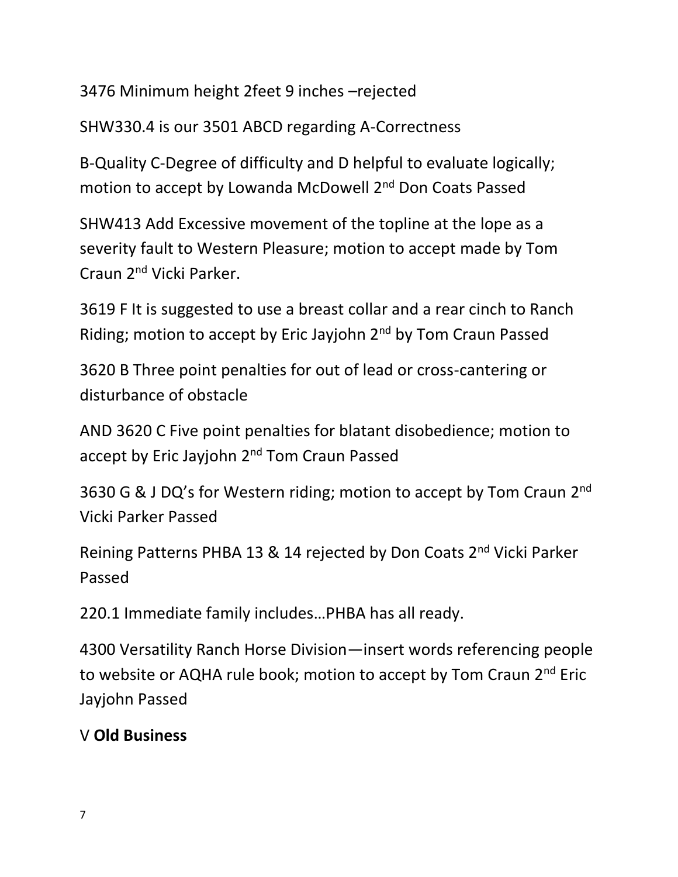3476 Minimum height 2feet 9 inches –rejected

SHW330.4 is our 3501 ABCD regarding A-Correctness

B-Quality C-Degree of difficulty and D helpful to evaluate logically; motion to accept by Lowanda McDowell 2nd Don Coats Passed

SHW413 Add Excessive movement of the topline at the lope as a severity fault to Western Pleasure; motion to accept made by Tom Craun 2nd Vicki Parker.

3619 F It is suggested to use a breast collar and a rear cinch to Ranch Riding; motion to accept by Eric Jayjohn 2nd by Tom Craun Passed

3620 B Three point penalties for out of lead or cross-cantering or disturbance of obstacle

AND 3620 C Five point penalties for blatant disobedience; motion to accept by Eric Jayjohn 2nd Tom Craun Passed

3630 G & J DQ's for Western riding; motion to accept by Tom Craun 2nd Vicki Parker Passed

Reining Patterns PHBA 13 & 14 rejected by Don Coats 2nd Vicki Parker Passed

220.1 Immediate family includes…PHBA has all ready.

4300 Versatility Ranch Horse Division—insert words referencing people to website or AQHA rule book; motion to accept by Tom Craun 2nd Eric Jayjohn Passed

V **Old Business**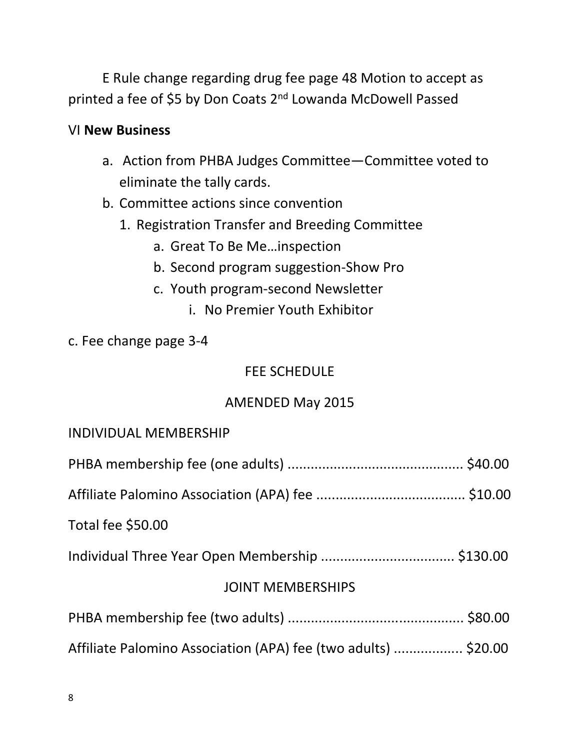E Rule change regarding drug fee page 48 Motion to accept as printed a fee of $5 by Don Coats 2nd Lowanda McDowell Passed

VI **New Business**

a. Action from PHBA Judges Committee—Committee voted to eliminate the tally cards.
b. Committee actions since convention
    1. Registration Transfer and Breeding Committee
        a. Great To Be Me…inspection
        b. Second program suggestion-Show Pro
        c. Youth program-second Newsletter
            i. No Premier Youth Exhibitor

c. Fee change page 3-4

FEE SCHEDULE

AMENDED May 2015

INDIVIDUAL MEMBERSHIP

PHBA membership fee (one adults) ............................................. $40.00

Affiliate Palomino Association (APA) fee ....................................... $10.00

Total fee $50.00

Individual Three Year Open Membership .................................. $130.00

JOINT MEMBERSHIPS

PHBA membership fee (two adults) ............................................. $80.00

Affiliate Palomino Association (APA) fee (two adults) .................. $20.00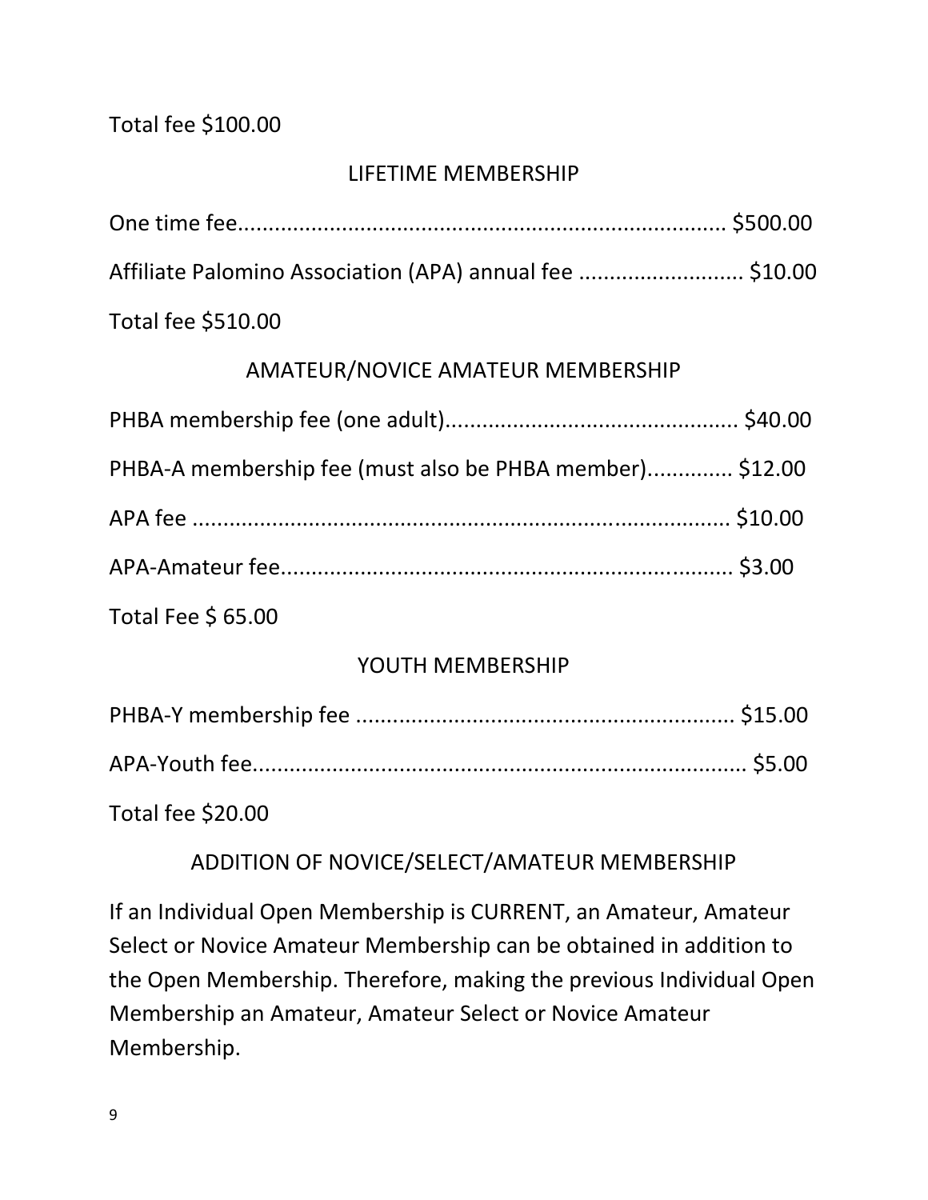Total fee $100.00

## LIFETIME MEMBERSHIP

One time fee.............................................................................. $500.00

Affiliate Palomino Association (APA) annual fee .......................... $10.00

Total fee $510.00

## AMATEUR/NOVICE AMATEUR MEMBERSHIP

PHBA membership fee (one adult)................................................ $40.00

PHBA-A membership fee (must also be PHBA member)............. $12.00

APA fee ........................................................................................ $10.00

APA-Amateur fee.......................................................................... $3.00

Total Fee $ 65.00

## YOUTH MEMBERSHIP

PHBA-Y membership fee ............................................................. $15.00

APA-Youth fee................................................................................ $5.00

Total fee $20.00

## ADDITION OF NOVICE/SELECT/AMATEUR MEMBERSHIP

If an Individual Open Membership is CURRENT, an Amateur, Amateur Select or Novice Amateur Membership can be obtained in addition to the Open Membership. Therefore, making the previous Individual Open Membership an Amateur, Amateur Select or Novice Amateur Membership.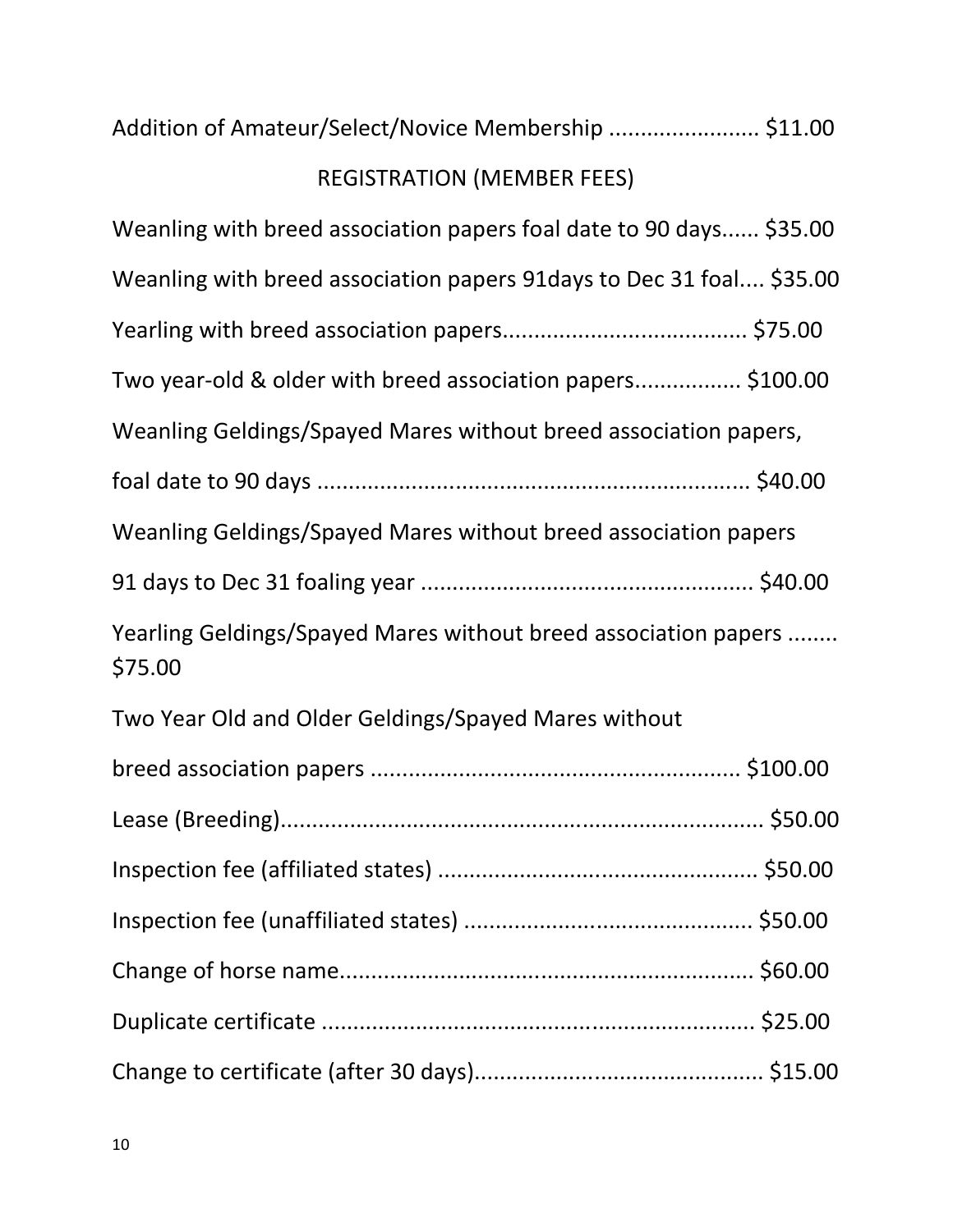Addition of Amateur/Select/Novice Membership ....................... $11.00

REGISTRATION (MEMBER FEES)

Weanling with breed association papers foal date to 90 days...... $35.00

Weanling with breed association papers 91days to Dec 31 foal.... $35.00

Yearling with breed association papers...................................... $75.00

Two year-old & older with breed association papers................ $100.00

Weanling Geldings/Spayed Mares without breed association papers,

foal date to 90 days ..................................................................... $40.00

Weanling Geldings/Spayed Mares without breed association papers

91 days to Dec 31 foaling year .................................................... $40.00

Yearling Geldings/Spayed Mares without breed association papers ........ $75.00

Two Year Old and Older Geldings/Spayed Mares without

breed association papers .......................................................... $100.00

Lease (Breeding)........................................................................... $50.00

Inspection fee (affiliated states) .................................................. $50.00

Inspection fee (unaffiliated states) ............................................. $50.00

Change of horse name................................................................. $60.00

Duplicate certificate .................................................................... $25.00

Change to certificate (after 30 days)............................................ $15.00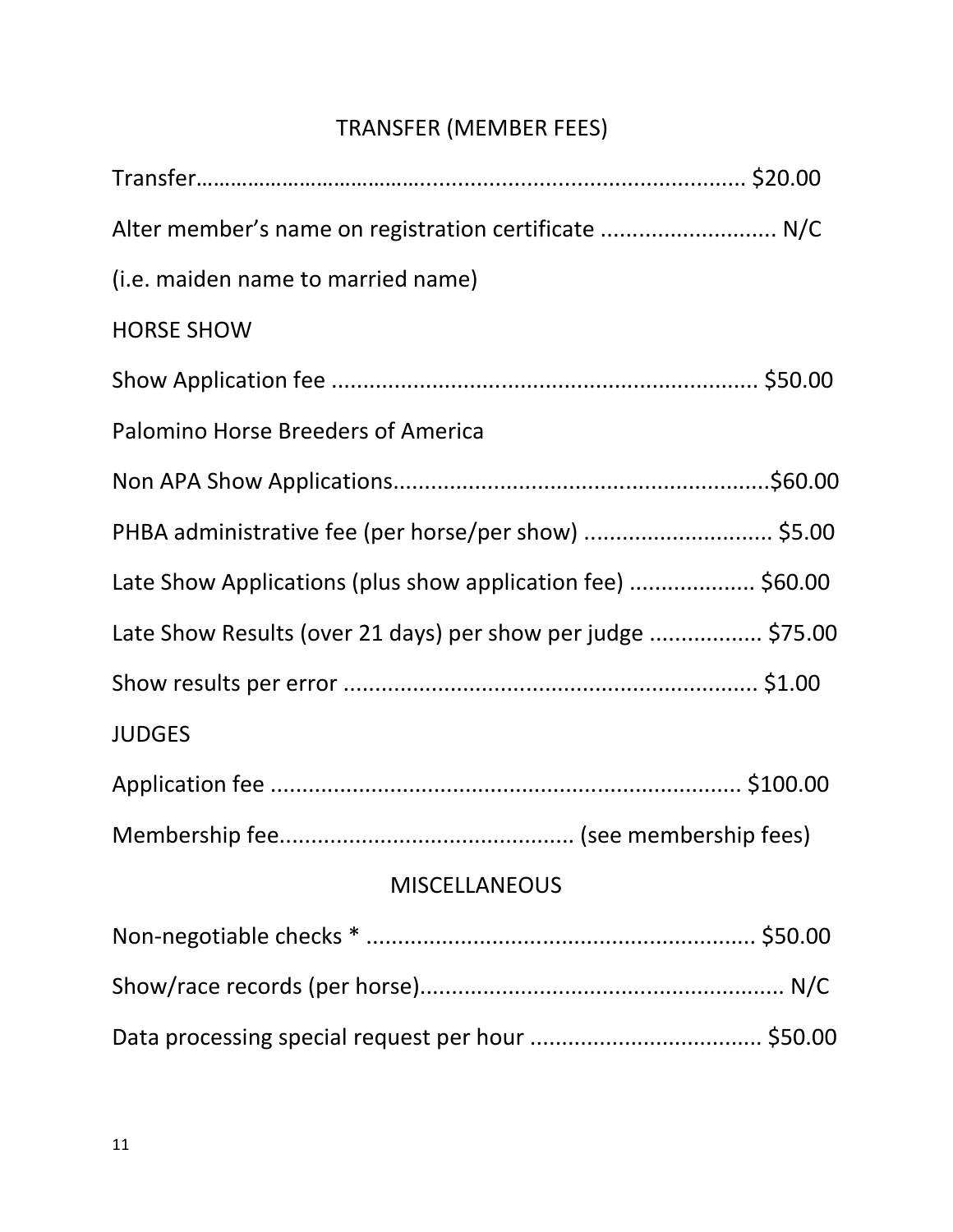## TRANSFER (MEMBER FEES)

Transfer…………………………………...................................................... $20.00

Alter member's name on registration certificate ........................... N/C

(i.e. maiden name to married name)

### HORSE SHOW

Show Application fee ................................................................... $50.00

Palomino Horse Breeders of America

Non APA Show Applications...........................................................$60.00

PHBA administrative fee (per horse/per show) ............................. $5.00

Late Show Applications (plus show application fee) ................... $60.00

Late Show Results (over 21 days) per show per judge ................. $75.00

Show results per error ................................................................. $1.00

### JUDGES

Application fee ......................................................................... $100.00

Membership fee............................................. (see membership fees)

## MISCELLANEOUS

Non-negotiable checks * ............................................................. $50.00

Show/race records (per horse)......................................................... N/C

Data processing special request per hour .................................... $50.00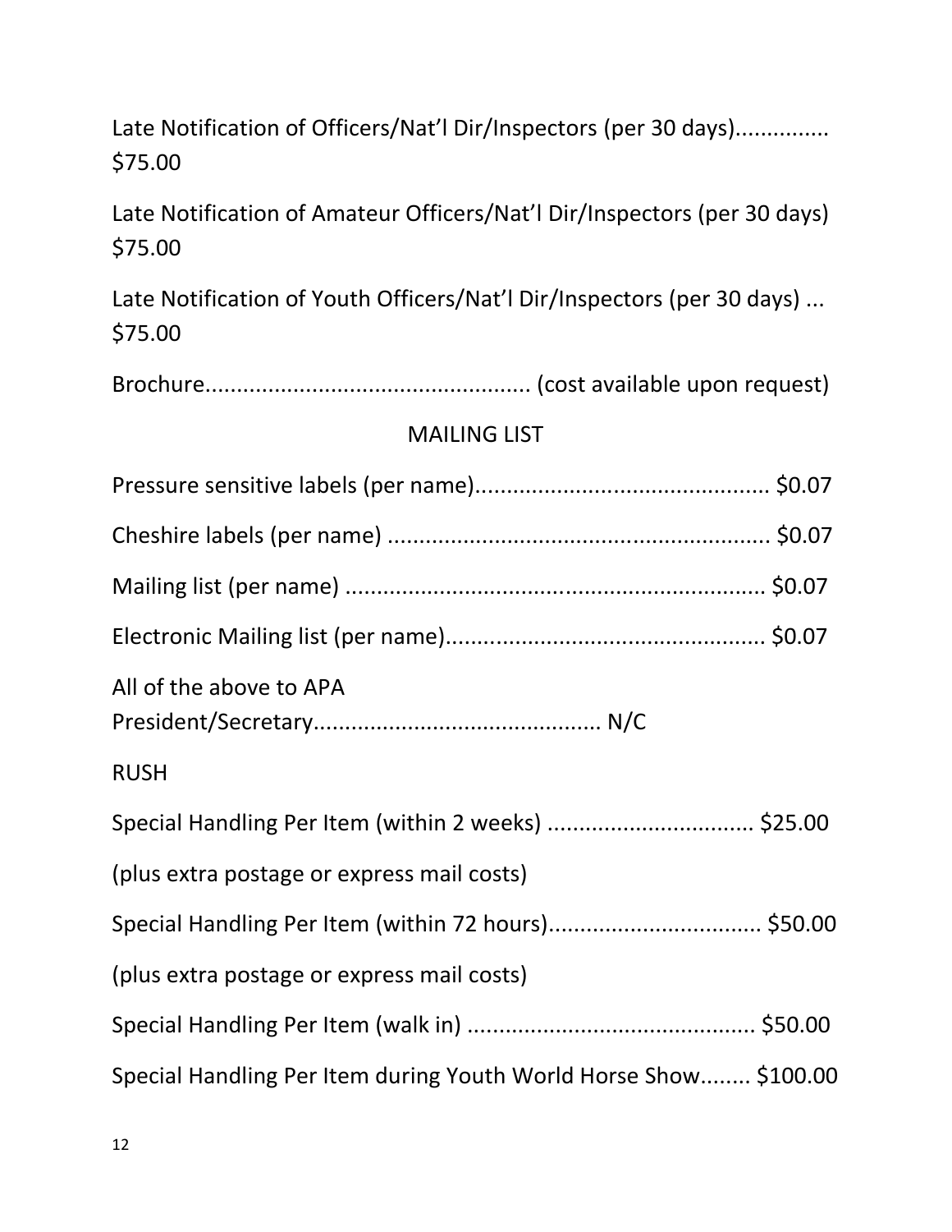Late Notification of Officers/Nat'l Dir/Inspectors (per 30 days).............. $75.00

Late Notification of Amateur Officers/Nat'l Dir/Inspectors (per 30 days) $75.00

Late Notification of Youth Officers/Nat'l Dir/Inspectors (per 30 days) ... $75.00

Brochure.................................................. (cost available upon request)

MAILING LIST

Pressure sensitive labels (per name).............................................. $0.07

Cheshire labels (per name) ............................................................ $0.07

Mailing list (per name) ................................................................. $0.07

Electronic Mailing list (per name).................................................. $0.07

All of the above to APA President/Secretary............................................. N/C

RUSH

Special Handling Per Item (within 2 weeks) ................................. $25.00

(plus extra postage or express mail costs)

Special Handling Per Item (within 72 hours)................................. $50.00

(plus extra postage or express mail costs)

Special Handling Per Item (walk in) ............................................. $50.00

Special Handling Per Item during Youth World Horse Show........ $100.00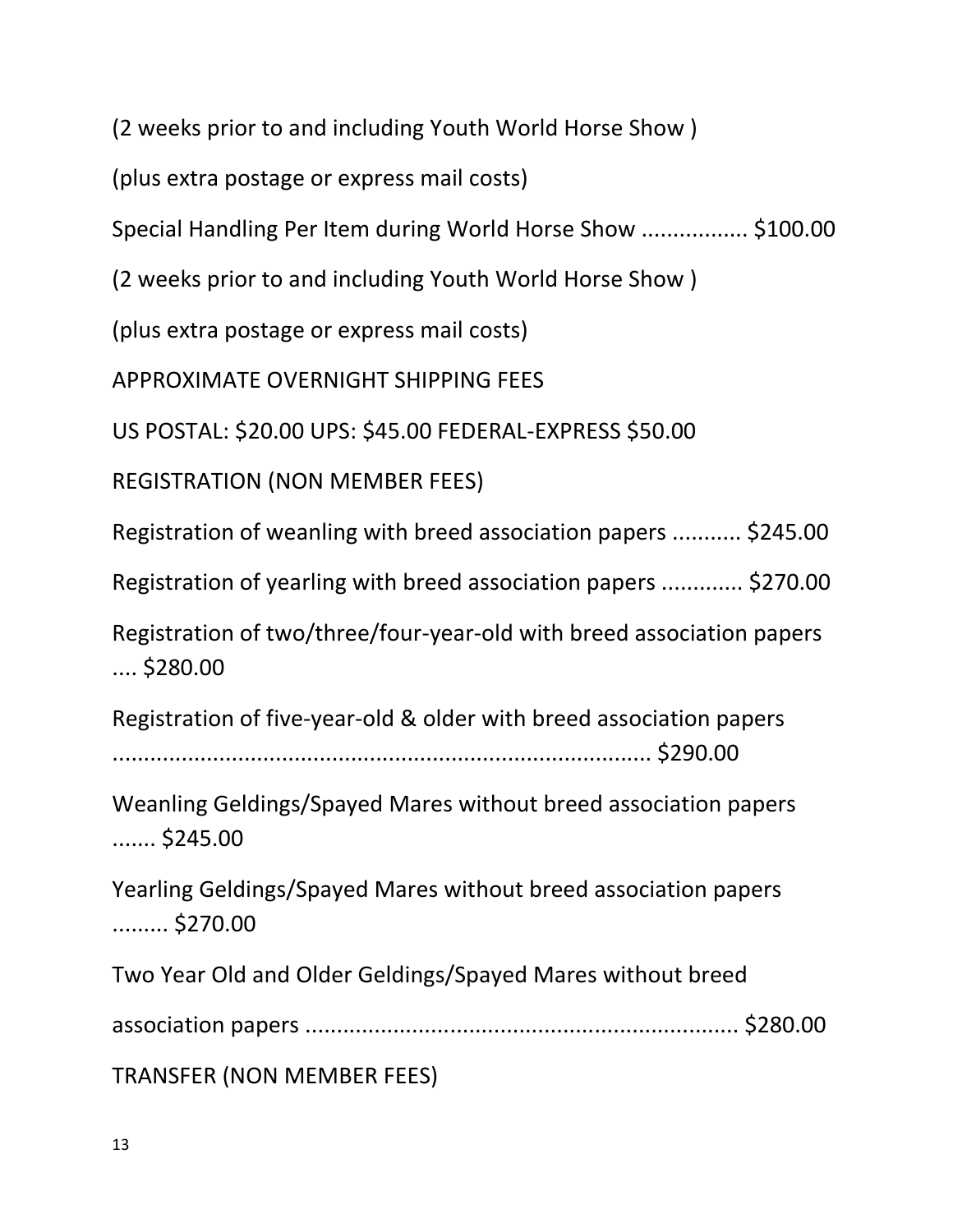(2 weeks prior to and including Youth World Horse Show )

(plus extra postage or express mail costs)

Special Handling Per Item during World Horse Show ................ $100.00

(2 weeks prior to and including Youth World Horse Show )

(plus extra postage or express mail costs)

APPROXIMATE OVERNIGHT SHIPPING FEES

US POSTAL: $20.00 UPS: $45.00 FEDERAL-EXPRESS $50.00

REGISTRATION (NON MEMBER FEES)

Registration of weanling with breed association papers ........... $245.00

Registration of yearling with breed association papers ............. $270.00

Registration of two/three/four-year-old with breed association papers .... $280.00

Registration of five-year-old & older with breed association papers ........................................................................................ $290.00

Weanling Geldings/Spayed Mares without breed association papers ....... $245.00

Yearling Geldings/Spayed Mares without breed association papers ......... $270.00

Two Year Old and Older Geldings/Spayed Mares without breed

association papers ..................................................................... $280.00

TRANSFER (NON MEMBER FEES)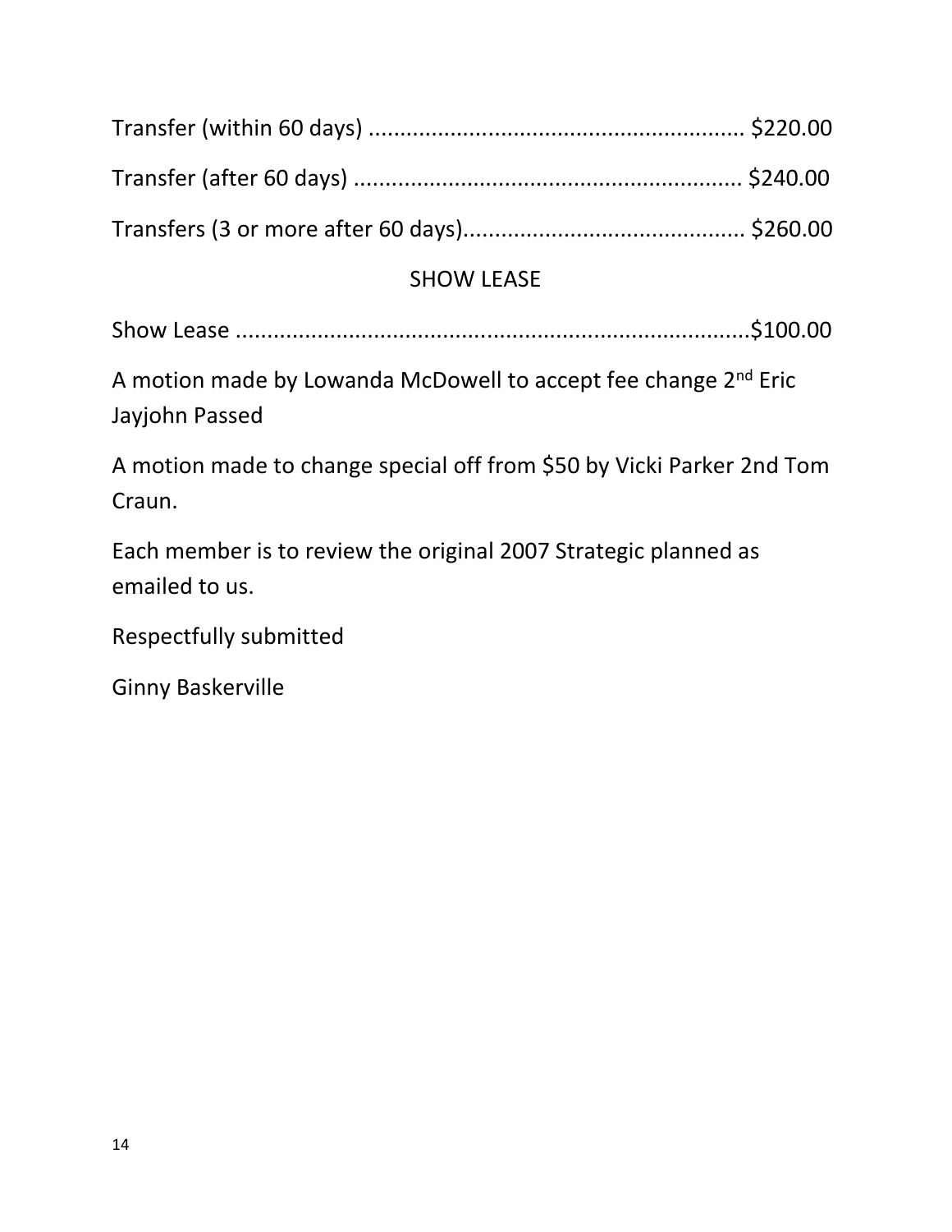Transfer (within 60 days) ............................................................ $220.00

Transfer (after 60 days) .............................................................. $240.00

Transfers (3 or more after 60 days)............................................ $260.00

SHOW LEASE

Show Lease ....................................................................................$100.00

A motion made by Lowanda McDowell to accept fee change 2nd Eric Jayjohn Passed

A motion made to change special off from $50 by Vicki Parker 2nd Tom Craun.

Each member is to review the original 2007 Strategic planned as emailed to us.

Respectfully submitted

Ginny Baskerville